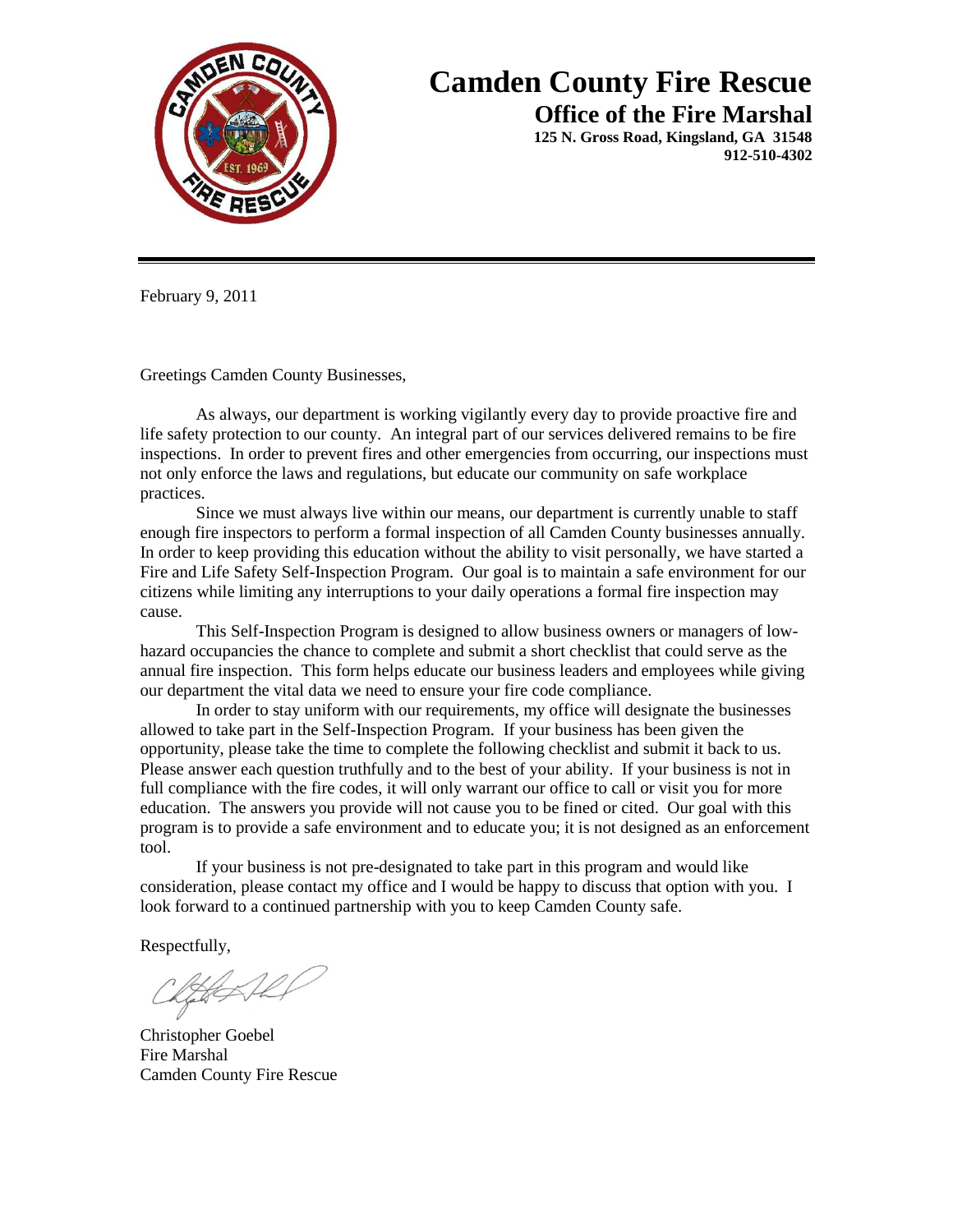# Camden County Fire Rescue

## Office of the Fire Marshal

**125 N. Gross Road, Kingsland, GA 31548**
**912-510-4302**

---

February 9, 2011

Greetings Camden County Businesses,

As always, our department is working vigilantly every day to provide proactive fire and life safety protection to our county. An integral part of our services delivered remains to be fire inspections. In order to prevent fires and other emergencies from occurring, our inspections must not only enforce the laws and regulations, but educate our community on safe workplace practices.

Since we must always live within our means, our department is currently unable to staff enough fire inspectors to perform a formal inspection of all Camden County businesses annually. In order to keep providing this education without the ability to visit personally, we have started a Fire and Life Safety Self-Inspection Program. Our goal is to maintain a safe environment for our citizens while limiting any interruptions to your daily operations a formal fire inspection may cause.

This Self-Inspection Program is designed to allow business owners or managers of low-hazard occupancies the chance to complete and submit a short checklist that could serve as the annual fire inspection. This form helps educate our business leaders and employees while giving our department the vital data we need to ensure your fire code compliance.

In order to stay uniform with our requirements, my office will designate the businesses allowed to take part in the Self-Inspection Program. If your business has been given the opportunity, please take the time to complete the following checklist and submit it back to us. Please answer each question truthfully and to the best of your ability. If your business is not in full compliance with the fire codes, it will only warrant our office to call or visit you for more education. The answers you provide will not cause you to be fined or cited. Our goal with this program is to provide a safe environment and to educate you; it is not designed as an enforcement tool.

If your business is not pre-designated to take part in this program and would like consideration, please contact my office and I would be happy to discuss that option with you. I look forward to a continued partnership with you to keep Camden County safe.

Respectfully,

Christopher Goebel
Fire Marshal
Camden County Fire Rescue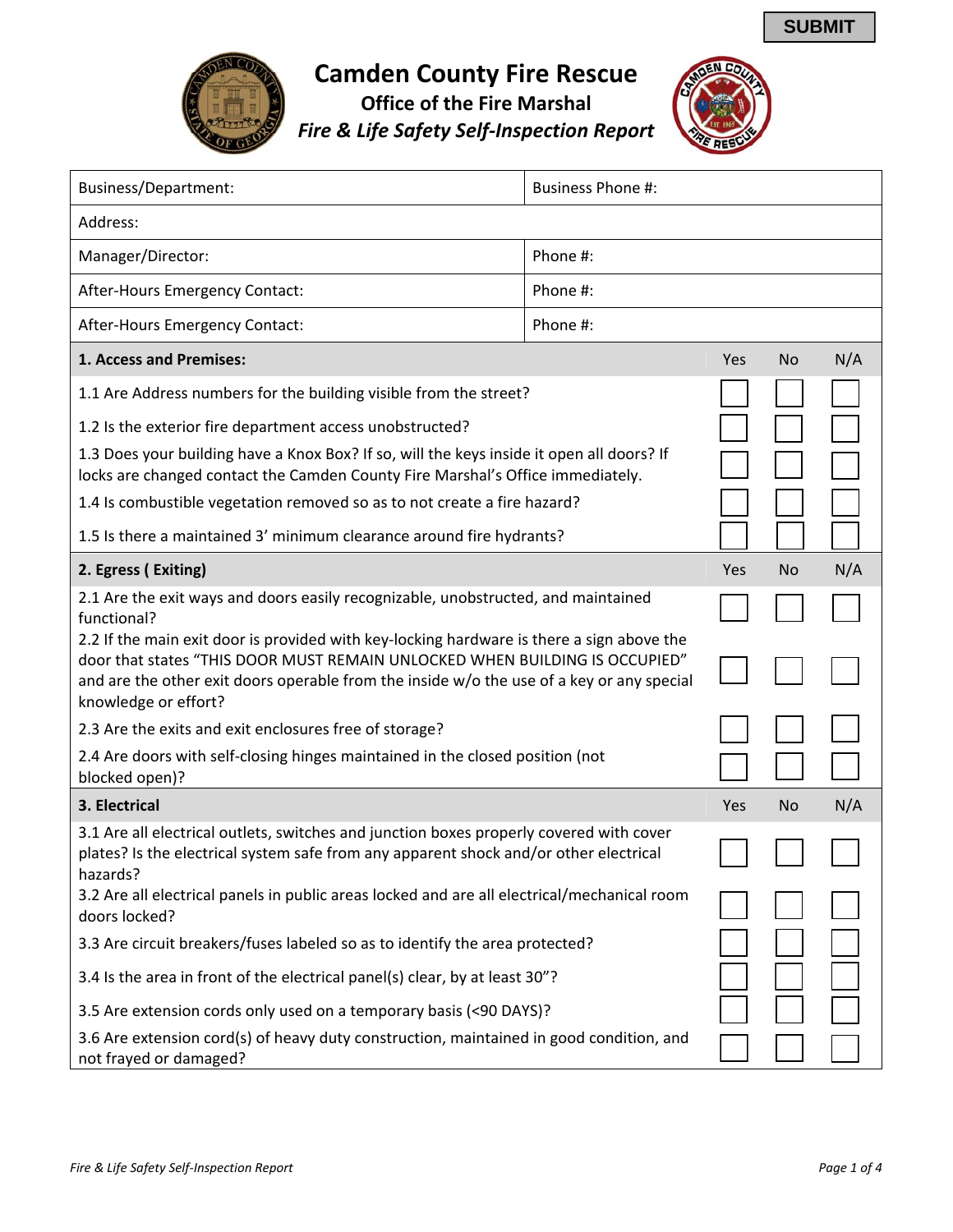SUBMIT

# Camden County Fire Rescue

## Office of the Fire Marshal

### *Fire & Life Safety Self-Inspection Report*

| Business/Department: | Business Phone #: |
|---|---|
| Address: | |
| Manager/Director: | Phone #: |
| After-Hours Emergency Contact: | Phone #: |
| After-Hours Emergency Contact: | Phone #: |

| **1. Access and Premises:** | Yes | No | N/A |
|---|---|---|---|
| 1.1 Are Address numbers for the building visible from the street? | ☐ | ☐ | ☐ |
| 1.2 Is the exterior fire department access unobstructed? | ☐ | ☐ | ☐ |
| 1.3 Does your building have a Knox Box? If so, will the keys inside it open all doors? If locks are changed contact the Camden County Fire Marshal's Office immediately. | ☐ | ☐ | ☐ |
| 1.4 Is combustible vegetation removed so as to not create a fire hazard? | ☐ | ☐ | ☐ |
| 1.5 Is there a maintained 3' minimum clearance around fire hydrants? | ☐ | ☐ | ☐ |

| **2. Egress ( Exiting)** | Yes | No | N/A |
|---|---|---|---|
| 2.1 Are the exit ways and doors easily recognizable, unobstructed, and maintained functional? | ☐ | ☐ | ☐ |
| 2.2 If the main exit door is provided with key-locking hardware is there a sign above the door that states "THIS DOOR MUST REMAIN UNLOCKED WHEN BUILDING IS OCCUPIED" and are the other exit doors operable from the inside w/o the use of a key or any special knowledge or effort? | ☐ | ☐ | ☐ |
| 2.3 Are the exits and exit enclosures free of storage? | ☐ | ☐ | ☐ |
| 2.4 Are doors with self-closing hinges maintained in the closed position (not blocked open)? | ☐ | ☐ | ☐ |

| **3. Electrical** | Yes | No | N/A |
|---|---|---|---|
| 3.1 Are all electrical outlets, switches and junction boxes properly covered with cover plates? Is the electrical system safe from any apparent shock and/or other electrical hazards? | ☐ | ☐ | ☐ |
| 3.2 Are all electrical panels in public areas locked and are all electrical/mechanical room doors locked? | ☐ | ☐ | ☐ |
| 3.3 Are circuit breakers/fuses labeled so as to identify the area protected? | ☐ | ☐ | ☐ |
| 3.4 Is the area in front of the electrical panel(s) clear, by at least 30"? | ☐ | ☐ | ☐ |
| 3.5 Are extension cords only used on a temporary basis (<90 DAYS)? | ☐ | ☐ | ☐ |
| 3.6 Are extension cord(s) of heavy duty construction, maintained in good condition, and not frayed or damaged? | ☐ | ☐ | ☐ |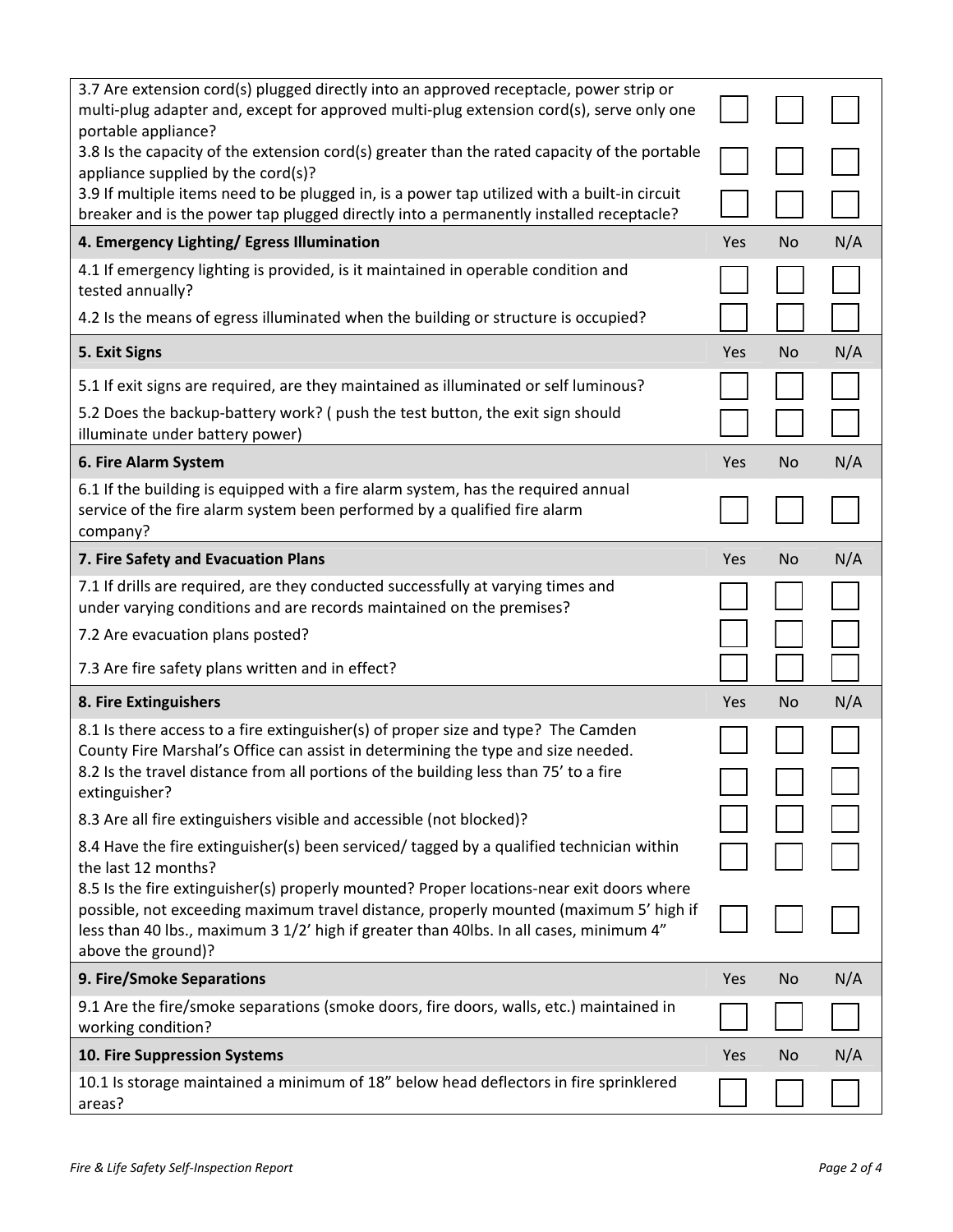| | | | |
|---|---|---|---|
| 3.7 Are extension cord(s) plugged directly into an approved receptacle, power strip or multi-plug adapter and, except for approved multi-plug extension cord(s), serve only one portable appliance? | ☐ | ☐ | ☐ |
| 3.8 Is the capacity of the extension cord(s) greater than the rated capacity of the portable appliance supplied by the cord(s)? | ☐ | ☐ | ☐ |
| 3.9 If multiple items need to be plugged in, is a power tap utilized with a built-in circuit breaker and is the power tap plugged directly into a permanently installed receptacle? | ☐ | ☐ | ☐ |
| **4. Emergency Lighting/ Egress Illumination** | Yes | No | N/A |
| 4.1 If emergency lighting is provided, is it maintained in operable condition and tested annually? | ☐ | ☐ | ☐ |
| 4.2 Is the means of egress illuminated when the building or structure is occupied? | ☐ | ☐ | ☐ |
| **5. Exit Signs** | Yes | No | N/A |
| 5.1 If exit signs are required, are they maintained as illuminated or self luminous? | ☐ | ☐ | ☐ |
| 5.2 Does the backup-battery work? ( push the test button, the exit sign should illuminate under battery power) | ☐ | ☐ | ☐ |
| **6. Fire Alarm System** | Yes | No | N/A |
| 6.1 If the building is equipped with a fire alarm system, has the required annual service of the fire alarm system been performed by a qualified fire alarm company? | ☐ | ☐ | ☐ |
| **7. Fire Safety and Evacuation Plans** | Yes | No | N/A |
| 7.1 If drills are required, are they conducted successfully at varying times and under varying conditions and are records maintained on the premises? | ☐ | ☐ | ☐ |
| 7.2 Are evacuation plans posted? | ☐ | ☐ | ☐ |
| 7.3 Are fire safety plans written and in effect? | ☐ | ☐ | ☐ |
| **8. Fire Extinguishers** | Yes | No | N/A |
| 8.1 Is there access to a fire extinguisher(s) of proper size and type? The Camden County Fire Marshal's Office can assist in determining the type and size needed. | ☐ | ☐ | ☐ |
| 8.2 Is the travel distance from all portions of the building less than 75' to a fire extinguisher? | ☐ | ☐ | ☐ |
| 8.3 Are all fire extinguishers visible and accessible (not blocked)? | ☐ | ☐ | ☐ |
| 8.4 Have the fire extinguisher(s) been serviced/ tagged by a qualified technician within the last 12 months? | ☐ | ☐ | ☐ |
| 8.5 Is the fire extinguisher(s) properly mounted? Proper locations-near exit doors where possible, not exceeding maximum travel distance, properly mounted (maximum 5' high if less than 40 lbs., maximum 3 1/2' high if greater than 40lbs. In all cases, minimum 4" above the ground)? | ☐ | ☐ | ☐ |
| **9. Fire/Smoke Separations** | Yes | No | N/A |
| 9.1 Are the fire/smoke separations (smoke doors, fire doors, walls, etc.) maintained in working condition? | ☐ | ☐ | ☐ |
| **10. Fire Suppression Systems** | Yes | No | N/A |
| 10.1 Is storage maintained a minimum of 18" below head deflectors in fire sprinklered areas? | ☐ | ☐ | ☐ |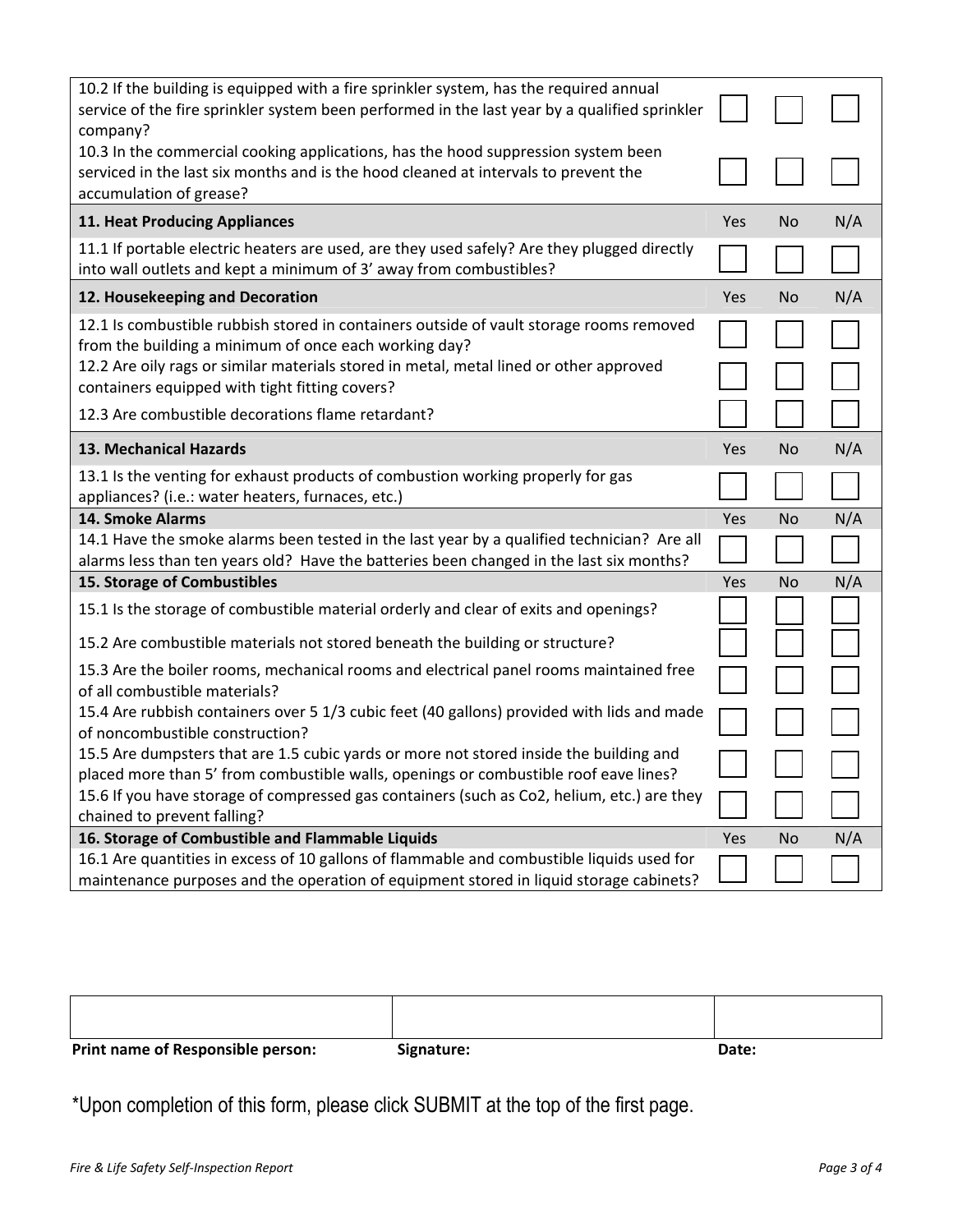| | | | |
|---|---|---|---|
| 10.2 If the building is equipped with a fire sprinkler system, has the required annual service of the fire sprinkler system been performed in the last year by a qualified sprinkler company? | ☐ | ☐ | ☐ |
| 10.3 In the commercial cooking applications, has the hood suppression system been serviced in the last six months and is the hood cleaned at intervals to prevent the accumulation of grease? | ☐ | ☐ | ☐ |
| **11. Heat Producing Appliances** | Yes | No | N/A |
| 11.1 If portable electric heaters are used, are they used safely? Are they plugged directly into wall outlets and kept a minimum of 3' away from combustibles? | ☐ | ☐ | ☐ |
| **12. Housekeeping and Decoration** | Yes | No | N/A |
| 12.1 Is combustible rubbish stored in containers outside of vault storage rooms removed from the building a minimum of once each working day? | ☐ | ☐ | ☐ |
| 12.2 Are oily rags or similar materials stored in metal, metal lined or other approved containers equipped with tight fitting covers? | ☐ | ☐ | ☐ |
| 12.3 Are combustible decorations flame retardant? | ☐ | ☐ | ☐ |
| **13. Mechanical Hazards** | Yes | No | N/A |
| 13.1 Is the venting for exhaust products of combustion working properly for gas appliances? (i.e.: water heaters, furnaces, etc.) | ☐ | ☐ | ☐ |
| **14. Smoke Alarms** | Yes | No | N/A |
| 14.1 Have the smoke alarms been tested in the last year by a qualified technician? Are all alarms less than ten years old? Have the batteries been changed in the last six months? | ☐ | ☐ | ☐ |
| **15. Storage of Combustibles** | Yes | No | N/A |
| 15.1 Is the storage of combustible material orderly and clear of exits and openings? | ☐ | ☐ | ☐ |
| 15.2 Are combustible materials not stored beneath the building or structure? | ☐ | ☐ | ☐ |
| 15.3 Are the boiler rooms, mechanical rooms and electrical panel rooms maintained free of all combustible materials? | ☐ | ☐ | ☐ |
| 15.4 Are rubbish containers over 5 1/3 cubic feet (40 gallons) provided with lids and made of noncombustible construction? | ☐ | ☐ | ☐ |
| 15.5 Are dumpsters that are 1.5 cubic yards or more not stored inside the building and placed more than 5' from combustible walls, openings or combustible roof eave lines? | ☐ | ☐ | ☐ |
| 15.6 If you have storage of compressed gas containers (such as Co2, helium, etc.) are they chained to prevent falling? | ☐ | ☐ | ☐ |
| **16. Storage of Combustible and Flammable Liquids** | Yes | No | N/A |
| 16.1 Are quantities in excess of 10 gallons of flammable and combustible liquids used for maintenance purposes and the operation of equipment stored in liquid storage cabinets? | ☐ | ☐ | ☐ |

| | | |
|---|---|---|
| | | |
| **Print name of Responsible person:** | **Signature:** | **Date:** |

*Upon completion of this form, please click SUBMIT at the top of the first page.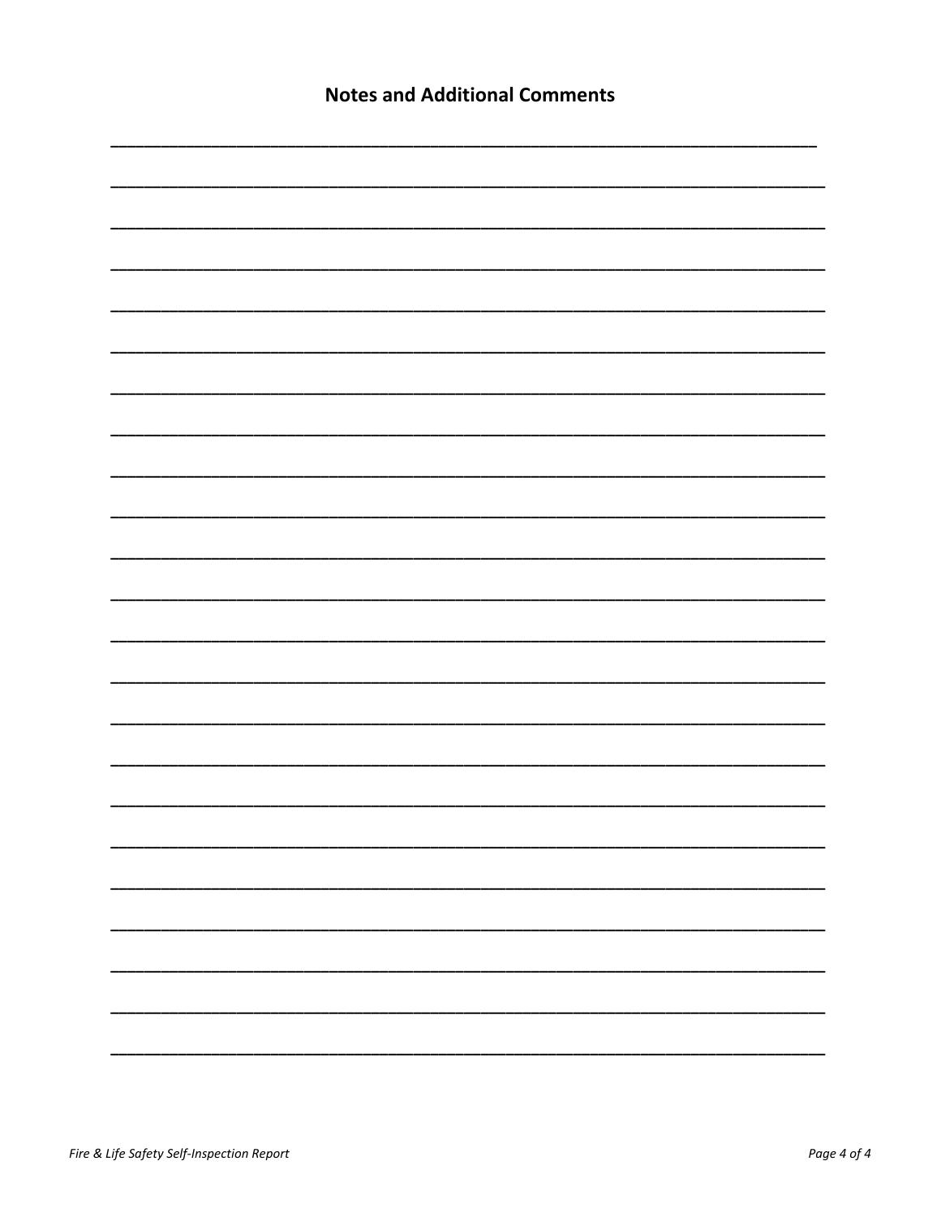## Notes and Additional Comments

\_\_\_\_\_\_\_\_\_\_\_\_\_\_\_\_\_\_\_\_\_\_\_\_\_\_\_\_\_\_\_\_\_\_\_\_\_\_\_\_\_\_\_\_\_\_\_\_\_\_\_\_\_\_\_\_\_\_\_\_\_\_\_\_\_\_\_\_\_\_\_\_\_\_\_\_\_\_

\_\_\_\_\_\_\_\_\_\_\_\_\_\_\_\_\_\_\_\_\_\_\_\_\_\_\_\_\_\_\_\_\_\_\_\_\_\_\_\_\_\_\_\_\_\_\_\_\_\_\_\_\_\_\_\_\_\_\_\_\_\_\_\_\_\_\_\_\_\_\_\_\_\_\_\_\_\_

\_\_\_\_\_\_\_\_\_\_\_\_\_\_\_\_\_\_\_\_\_\_\_\_\_\_\_\_\_\_\_\_\_\_\_\_\_\_\_\_\_\_\_\_\_\_\_\_\_\_\_\_\_\_\_\_\_\_\_\_\_\_\_\_\_\_\_\_\_\_\_\_\_\_\_\_\_\_

\_\_\_\_\_\_\_\_\_\_\_\_\_\_\_\_\_\_\_\_\_\_\_\_\_\_\_\_\_\_\_\_\_\_\_\_\_\_\_\_\_\_\_\_\_\_\_\_\_\_\_\_\_\_\_\_\_\_\_\_\_\_\_\_\_\_\_\_\_\_\_\_\_\_\_\_\_\_

\_\_\_\_\_\_\_\_\_\_\_\_\_\_\_\_\_\_\_\_\_\_\_\_\_\_\_\_\_\_\_\_\_\_\_\_\_\_\_\_\_\_\_\_\_\_\_\_\_\_\_\_\_\_\_\_\_\_\_\_\_\_\_\_\_\_\_\_\_\_\_\_\_\_\_\_\_\_

\_\_\_\_\_\_\_\_\_\_\_\_\_\_\_\_\_\_\_\_\_\_\_\_\_\_\_\_\_\_\_\_\_\_\_\_\_\_\_\_\_\_\_\_\_\_\_\_\_\_\_\_\_\_\_\_\_\_\_\_\_\_\_\_\_\_\_\_\_\_\_\_\_\_\_\_\_\_

\_\_\_\_\_\_\_\_\_\_\_\_\_\_\_\_\_\_\_\_\_\_\_\_\_\_\_\_\_\_\_\_\_\_\_\_\_\_\_\_\_\_\_\_\_\_\_\_\_\_\_\_\_\_\_\_\_\_\_\_\_\_\_\_\_\_\_\_\_\_\_\_\_\_\_\_\_\_

\_\_\_\_\_\_\_\_\_\_\_\_\_\_\_\_\_\_\_\_\_\_\_\_\_\_\_\_\_\_\_\_\_\_\_\_\_\_\_\_\_\_\_\_\_\_\_\_\_\_\_\_\_\_\_\_\_\_\_\_\_\_\_\_\_\_\_\_\_\_\_\_\_\_\_\_\_\_

\_\_\_\_\_\_\_\_\_\_\_\_\_\_\_\_\_\_\_\_\_\_\_\_\_\_\_\_\_\_\_\_\_\_\_\_\_\_\_\_\_\_\_\_\_\_\_\_\_\_\_\_\_\_\_\_\_\_\_\_\_\_\_\_\_\_\_\_\_\_\_\_\_\_\_\_\_\_

\_\_\_\_\_\_\_\_\_\_\_\_\_\_\_\_\_\_\_\_\_\_\_\_\_\_\_\_\_\_\_\_\_\_\_\_\_\_\_\_\_\_\_\_\_\_\_\_\_\_\_\_\_\_\_\_\_\_\_\_\_\_\_\_\_\_\_\_\_\_\_\_\_\_\_\_\_\_

\_\_\_\_\_\_\_\_\_\_\_\_\_\_\_\_\_\_\_\_\_\_\_\_\_\_\_\_\_\_\_\_\_\_\_\_\_\_\_\_\_\_\_\_\_\_\_\_\_\_\_\_\_\_\_\_\_\_\_\_\_\_\_\_\_\_\_\_\_\_\_\_\_\_\_\_\_\_

\_\_\_\_\_\_\_\_\_\_\_\_\_\_\_\_\_\_\_\_\_\_\_\_\_\_\_\_\_\_\_\_\_\_\_\_\_\_\_\_\_\_\_\_\_\_\_\_\_\_\_\_\_\_\_\_\_\_\_\_\_\_\_\_\_\_\_\_\_\_\_\_\_\_\_\_\_\_

\_\_\_\_\_\_\_\_\_\_\_\_\_\_\_\_\_\_\_\_\_\_\_\_\_\_\_\_\_\_\_\_\_\_\_\_\_\_\_\_\_\_\_\_\_\_\_\_\_\_\_\_\_\_\_\_\_\_\_\_\_\_\_\_\_\_\_\_\_\_\_\_\_\_\_\_\_\_

\_\_\_\_\_\_\_\_\_\_\_\_\_\_\_\_\_\_\_\_\_\_\_\_\_\_\_\_\_\_\_\_\_\_\_\_\_\_\_\_\_\_\_\_\_\_\_\_\_\_\_\_\_\_\_\_\_\_\_\_\_\_\_\_\_\_\_\_\_\_\_\_\_\_\_\_\_\_

\_\_\_\_\_\_\_\_\_\_\_\_\_\_\_\_\_\_\_\_\_\_\_\_\_\_\_\_\_\_\_\_\_\_\_\_\_\_\_\_\_\_\_\_\_\_\_\_\_\_\_\_\_\_\_\_\_\_\_\_\_\_\_\_\_\_\_\_\_\_\_\_\_\_\_\_\_\_

\_\_\_\_\_\_\_\_\_\_\_\_\_\_\_\_\_\_\_\_\_\_\_\_\_\_\_\_\_\_\_\_\_\_\_\_\_\_\_\_\_\_\_\_\_\_\_\_\_\_\_\_\_\_\_\_\_\_\_\_\_\_\_\_\_\_\_\_\_\_\_\_\_\_\_\_\_\_

\_\_\_\_\_\_\_\_\_\_\_\_\_\_\_\_\_\_\_\_\_\_\_\_\_\_\_\_\_\_\_\_\_\_\_\_\_\_\_\_\_\_\_\_\_\_\_\_\_\_\_\_\_\_\_\_\_\_\_\_\_\_\_\_\_\_\_\_\_\_\_\_\_\_\_\_\_\_

\_\_\_\_\_\_\_\_\_\_\_\_\_\_\_\_\_\_\_\_\_\_\_\_\_\_\_\_\_\_\_\_\_\_\_\_\_\_\_\_\_\_\_\_\_\_\_\_\_\_\_\_\_\_\_\_\_\_\_\_\_\_\_\_\_\_\_\_\_\_\_\_\_\_\_\_\_\_

\_\_\_\_\_\_\_\_\_\_\_\_\_\_\_\_\_\_\_\_\_\_\_\_\_\_\_\_\_\_\_\_\_\_\_\_\_\_\_\_\_\_\_\_\_\_\_\_\_\_\_\_\_\_\_\_\_\_\_\_\_\_\_\_\_\_\_\_\_\_\_\_\_\_\_\_\_\_

\_\_\_\_\_\_\_\_\_\_\_\_\_\_\_\_\_\_\_\_\_\_\_\_\_\_\_\_\_\_\_\_\_\_\_\_\_\_\_\_\_\_\_\_\_\_\_\_\_\_\_\_\_\_\_\_\_\_\_\_\_\_\_\_\_\_\_\_\_\_\_\_\_\_\_\_\_\_

\_\_\_\_\_\_\_\_\_\_\_\_\_\_\_\_\_\_\_\_\_\_\_\_\_\_\_\_\_\_\_\_\_\_\_\_\_\_\_\_\_\_\_\_\_\_\_\_\_\_\_\_\_\_\_\_\_\_\_\_\_\_\_\_\_\_\_\_\_\_\_\_\_\_\_\_\_\_

\_\_\_\_\_\_\_\_\_\_\_\_\_\_\_\_\_\_\_\_\_\_\_\_\_\_\_\_\_\_\_\_\_\_\_\_\_\_\_\_\_\_\_\_\_\_\_\_\_\_\_\_\_\_\_\_\_\_\_\_\_\_\_\_\_\_\_\_\_\_\_\_\_\_\_\_\_\_

\_\_\_\_\_\_\_\_\_\_\_\_\_\_\_\_\_\_\_\_\_\_\_\_\_\_\_\_\_\_\_\_\_\_\_\_\_\_\_\_\_\_\_\_\_\_\_\_\_\_\_\_\_\_\_\_\_\_\_\_\_\_\_\_\_\_\_\_\_\_\_\_\_\_\_\_\_\_

\_\_\_\_\_\_\_\_\_\_\_\_\_\_\_\_\_\_\_\_\_\_\_\_\_\_\_\_\_\_\_\_\_\_\_\_\_\_\_\_\_\_\_\_\_\_\_\_\_\_\_\_\_\_\_\_\_\_\_\_\_\_\_\_\_\_\_\_\_\_\_\_\_\_\_\_\_\_